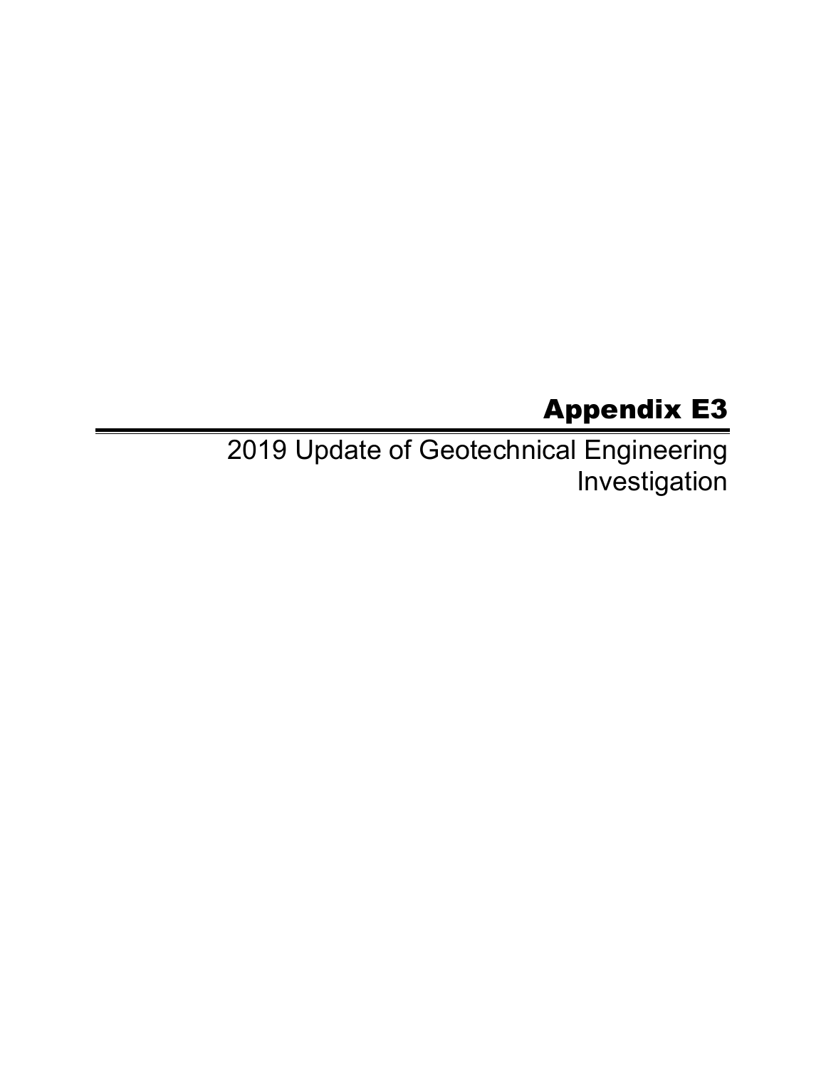# Appendix E3

## 2019 Update of Geotechnical Engineering Investigation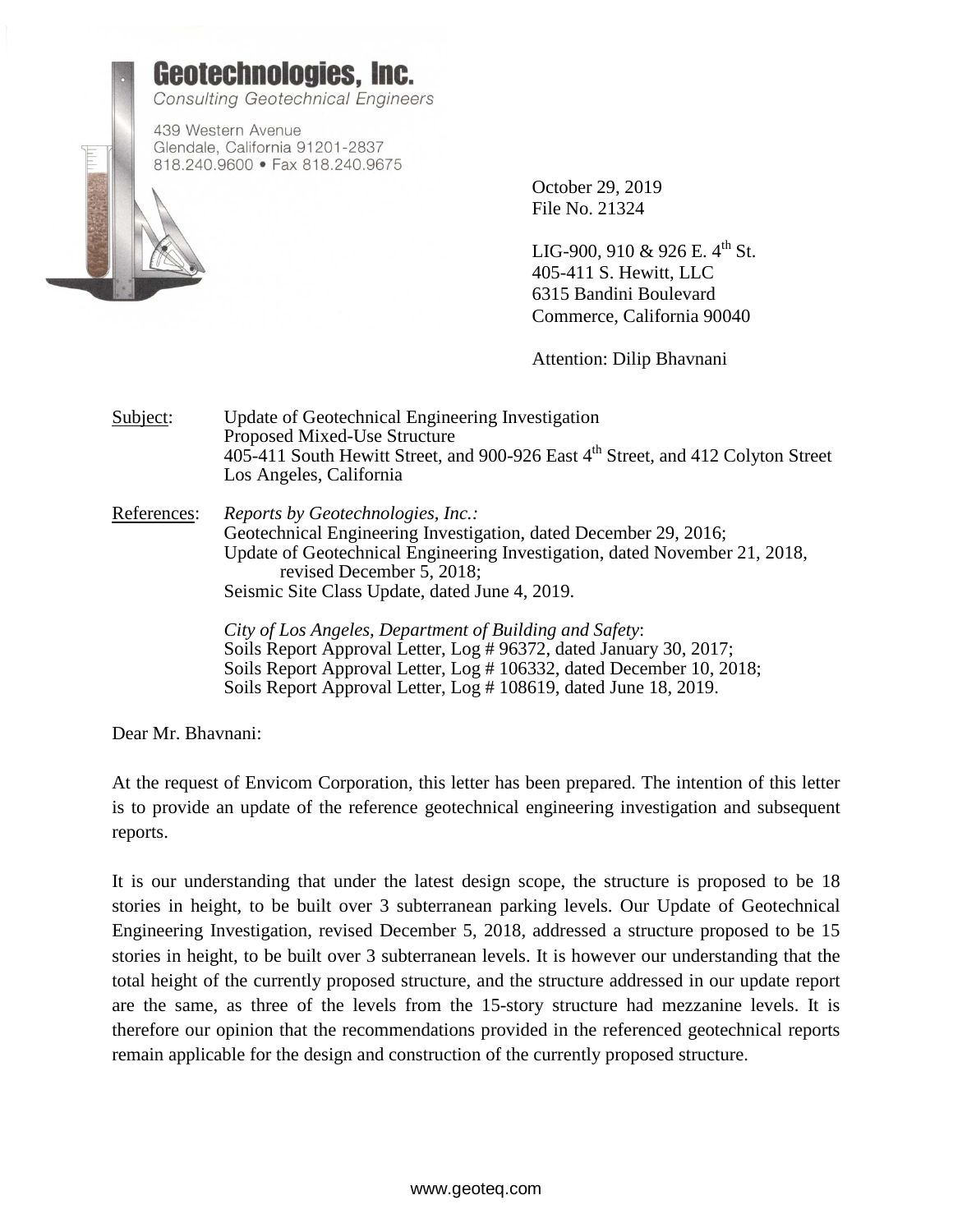**Geotechnologies, Inc.**
*Consulting Geotechnical Engineers*

439 Western Avenue
Glendale, California 91201-2837
818.240.9600 • Fax 818.240.9675

October 29, 2019
File No. 21324

LIG-900, 910 & 926 E. 4th St.
405-411 S. Hewitt, LLC
6315 Bandini Boulevard
Commerce, California 90040

Attention: Dilip Bhavnani

Subject: Update of Geotechnical Engineering Investigation
Proposed Mixed-Use Structure
405-411 South Hewitt Street, and 900-926 East 4th Street, and 412 Colyton Street
Los Angeles, California

References: *Reports by Geotechnologies, Inc.:*
Geotechnical Engineering Investigation, dated December 29, 2016;
Update of Geotechnical Engineering Investigation, dated November 21, 2018, revised December 5, 2018;
Seismic Site Class Update, dated June 4, 2019.

*City of Los Angeles, Department of Building and Safety*:
Soils Report Approval Letter, Log # 96372, dated January 30, 2017;
Soils Report Approval Letter, Log # 106332, dated December 10, 2018;
Soils Report Approval Letter, Log # 108619, dated June 18, 2019.

Dear Mr. Bhavnani:

At the request of Envicom Corporation, this letter has been prepared. The intention of this letter is to provide an update of the reference geotechnical engineering investigation and subsequent reports.

It is our understanding that under the latest design scope, the structure is proposed to be 18 stories in height, to be built over 3 subterranean parking levels. Our Update of Geotechnical Engineering Investigation, revised December 5, 2018, addressed a structure proposed to be 15 stories in height, to be built over 3 subterranean levels. It is however our understanding that the total height of the currently proposed structure, and the structure addressed in our update report are the same, as three of the levels from the 15-story structure had mezzanine levels. It is therefore our opinion that the recommendations provided in the referenced geotechnical reports remain applicable for the design and construction of the currently proposed structure.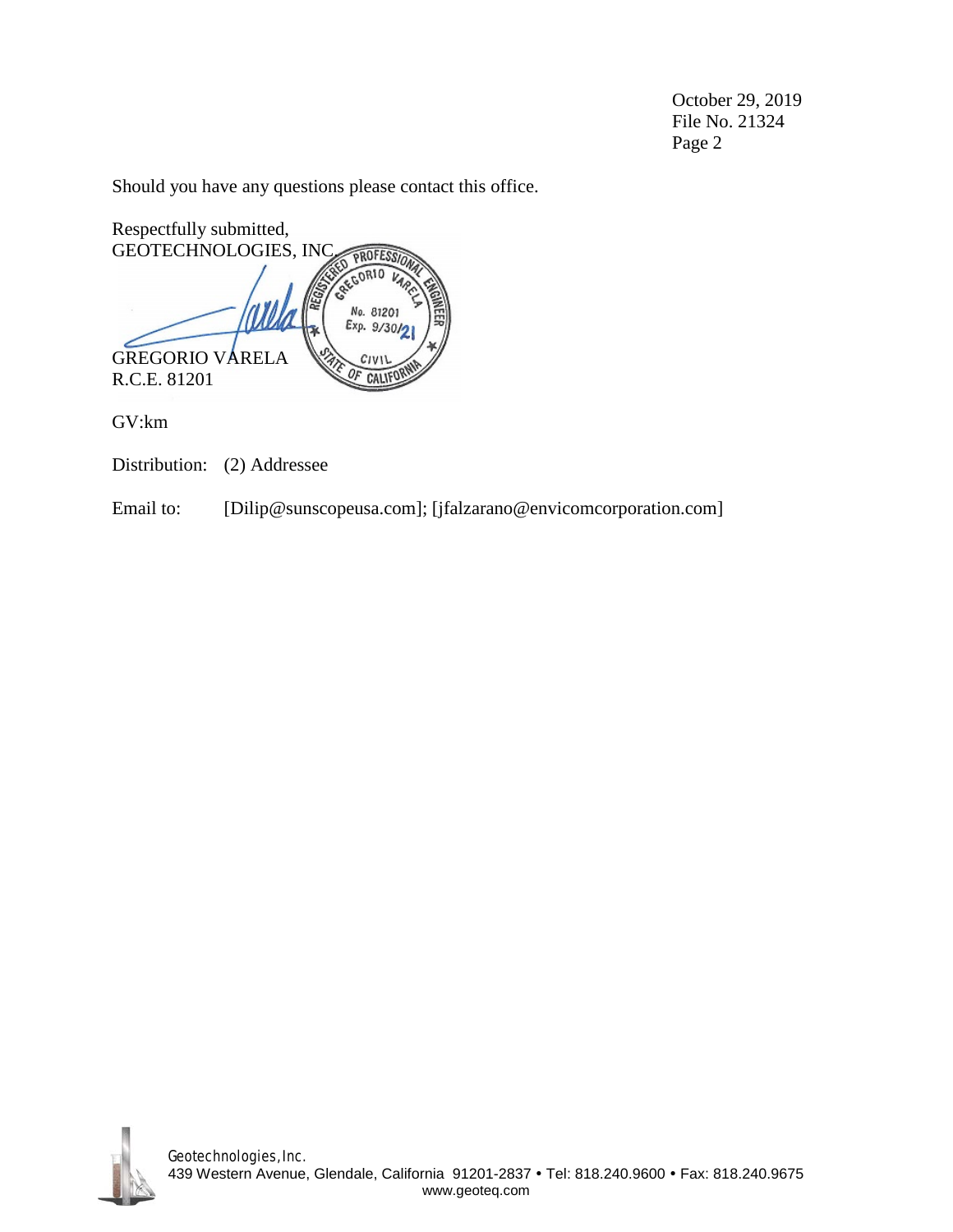October 29, 2019
File No. 21324

Should you have any questions please contact this office.

Respectfully submitted,
GEOTECHNOLOGIES, INC.

GREGORIO VARELA
R.C.E. 81201

GV:km

Distribution: (2) Addressee

Email to: [Dilip@sunscopeusa.com]; [jfalzarano@envicomcorporation.com]